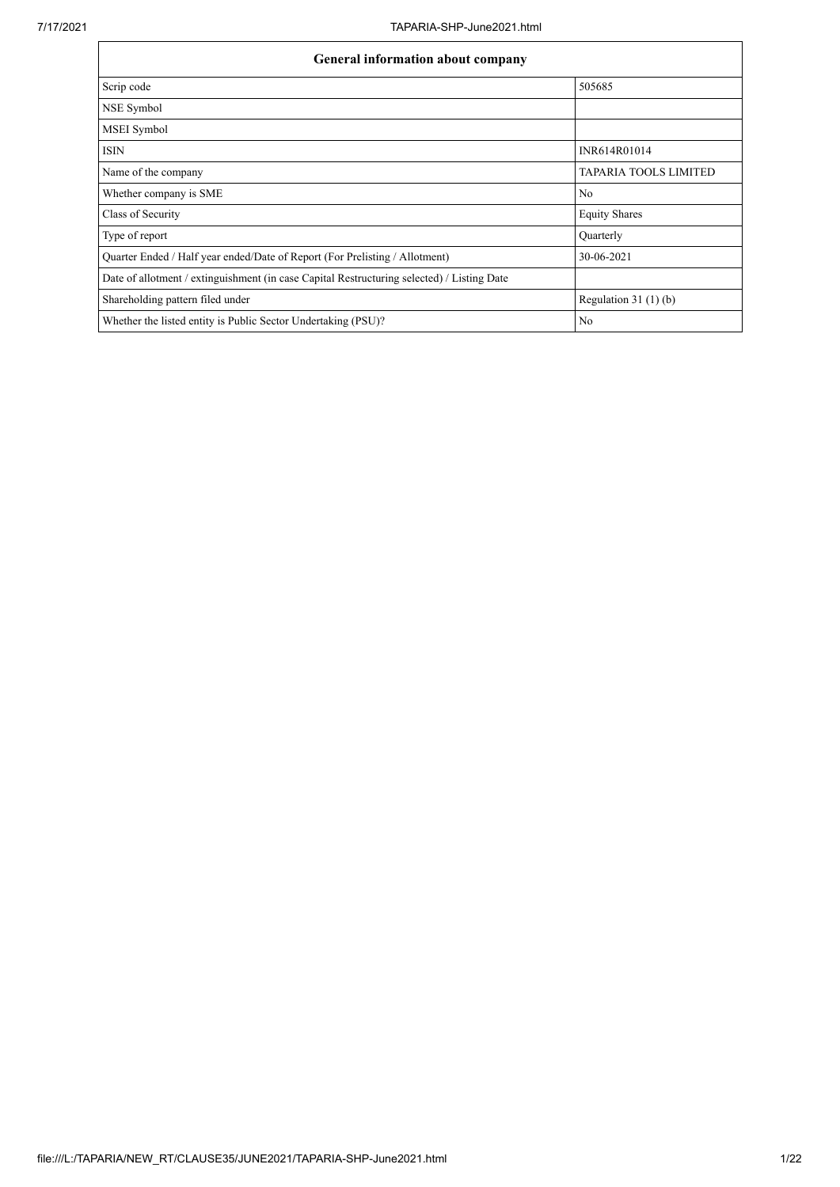| General information about company | |
|---|---|
| Scrip code | 505685 |
| NSE Symbol | |
| MSEI Symbol | |
| ISIN | INR614R01014 |
| Name of the company | TAPARIA TOOLS LIMITED |
| Whether company is SME | No |
| Class of Security | Equity Shares |
| Type of report | Quarterly |
| Quarter Ended / Half year ended/Date of Report (For Prelisting / Allotment) | 30-06-2021 |
| Date of allotment / extinguishment (in case Capital Restructuring selected) / Listing Date | |
| Shareholding pattern filed under | Regulation 31 (1) (b) |
| Whether the listed entity is Public Sector Undertaking (PSU)? | No |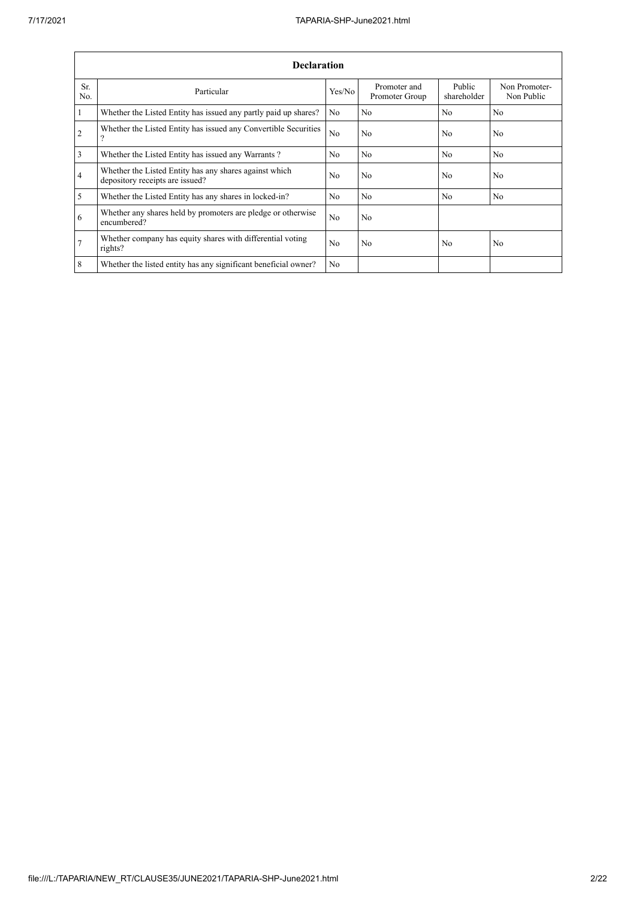| Declaration | | | | | |
|---|---|---|---|---|---|
| Sr. No. | Particular | Yes/No | Promoter and Promoter Group | Public shareholder | Non Promoter- Non Public |
| 1 | Whether the Listed Entity has issued any partly paid up shares? | No | No | No | No |
| 2 | Whether the Listed Entity has issued any Convertible Securities ? | No | No | No | No |
| 3 | Whether the Listed Entity has issued any Warrants ? | No | No | No | No |
| 4 | Whether the Listed Entity has any shares against which depository receipts are issued? | No | No | No | No |
| 5 | Whether the Listed Entity has any shares in locked-in? | No | No | No | No |
| 6 | Whether any shares held by promoters are pledge or otherwise encumbered? | No | No | | |
| 7 | Whether company has equity shares with differential voting rights? | No | No | No | No |
| 8 | Whether the listed entity has any significant beneficial owner? | No | | | |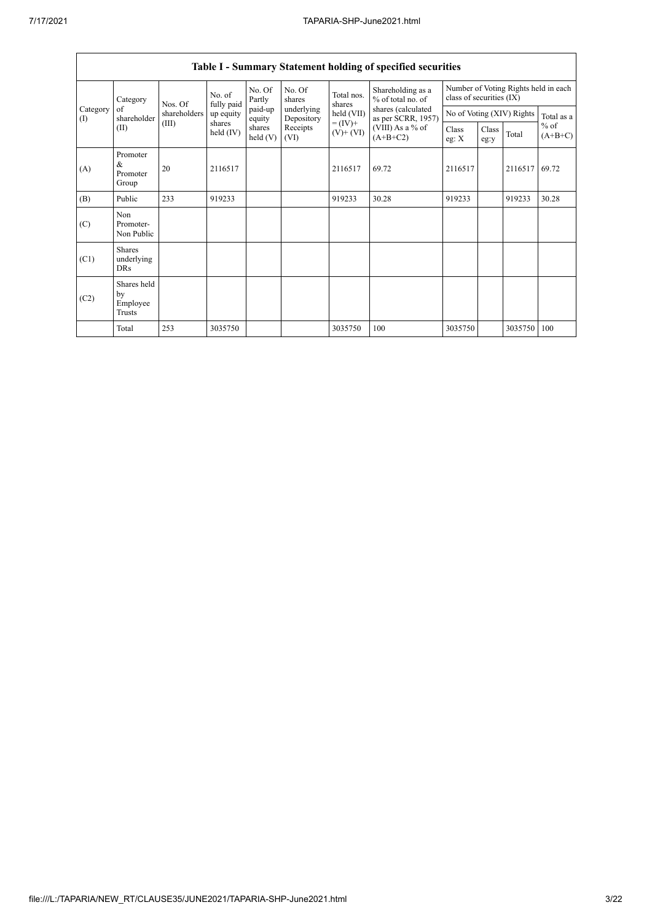## Table I - Summary Statement holding of specified securities

| Category (I) | Category of shareholder (II) | Nos. Of shareholders (III) | No. of fully paid up equity shares held (IV) | No. Of Partly paid-up equity shares held (V) | No. Of shares underlying Depository Receipts (VI) | Total nos. shares held (VII) = (IV)+ (V)+ (VI) | Shareholding as a % of total no. of shares (calculated as per SCRR, 1957) (VIII) As a % of (A+B+C2) | Number of Voting Rights held in each class of securities (IX) | | | |
|---|---|---|---|---|---|---|---|---|---|---|---|
| | | | | | | | | No of Voting (XIV) Rights | | | Total as a % of (A+B+C) |
| | | | | | | | | Class eg: X | Class eg:y | Total | |
| (A) | Promoter & Promoter Group | 20 | 2116517 | | | 2116517 | 69.72 | 2116517 | | 2116517 | 69.72 |
| (B) | Public | 233 | 919233 | | | 919233 | 30.28 | 919233 | | 919233 | 30.28 |
| (C) | Non Promoter- Non Public | | | | | | | | | | |
| (C1) | Shares underlying DRs | | | | | | | | | | |
| (C2) | Shares held by Employee Trusts | | | | | | | | | | |
| | Total | 253 | 3035750 | | | 3035750 | 100 | 3035750 | | 3035750 | 100 |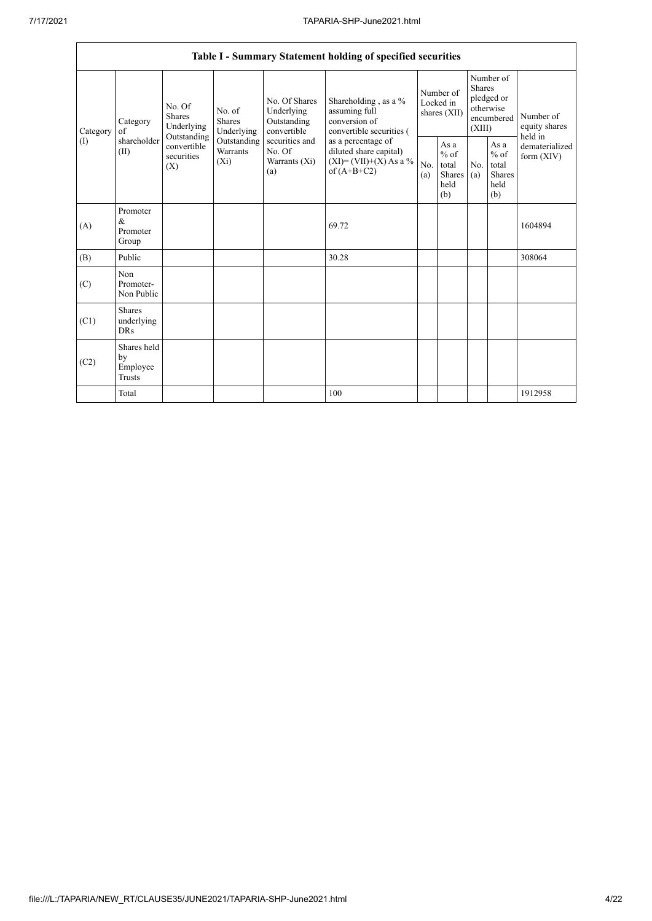| Table I - Summary Statement holding of specified securities | | | | | | | | | | | |
|---|---|---|---|---|---|---|---|---|---|---|---|
| Category (I) | Category of shareholder (II) | No. Of Shares Underlying Outstanding convertible securities (X) | No. of Shares Underlying Outstanding Warrants (Xi) | No. Of Shares Underlying Outstanding convertible securities and No. Of Warrants (Xi) (a) | Shareholding , as a % assuming full conversion of convertible securities ( as a percentage of diluted share capital) (XI)= (VII)+(X) As a % of (A+B+C2) | Number of Locked in shares (XII) | | Number of Shares pledged or otherwise encumbered (XIII) | | Number of equity shares held in dematerialized form (XIV) |
| | | | | | | No. (a) | As a % of total Shares held (b) | No. (a) | As a % of total Shares held (b) | |
| (A) | Promoter & Promoter Group | | | | 69.72 | | | | | 1604894 |
| (B) | Public | | | | 30.28 | | | | | 308064 |
| (C) | Non Promoter- Non Public | | | | | | | | | |
| (C1) | Shares underlying DRs | | | | | | | | | |
| (C2) | Shares held by Employee Trusts | | | | | | | | | |
| | Total | | | | 100 | | | | | 1912958 |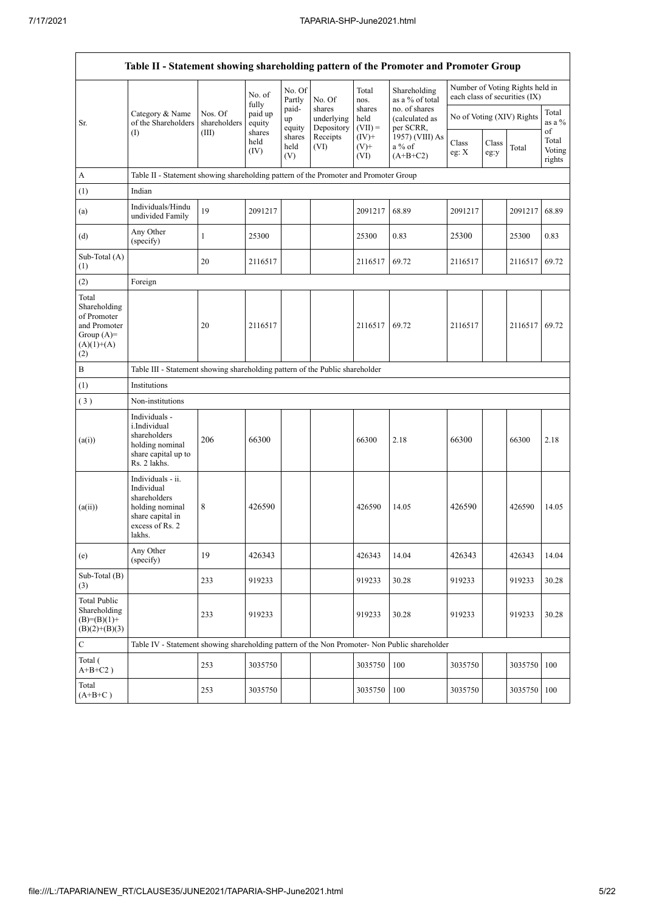| Table II - Statement showing shareholding pattern of the Promoter and Promoter Group | | | | | | | | | | | |
|---|---|---|---|---|---|---|---|---|---|---|---|
| Sr. | Category & Name of the Shareholders (I) | Nos. Of shareholders (III) | No. of fully paid up equity shares held (IV) | No. Of Partly paid-up equity shares held (V) | No. Of shares underlying Depository Receipts (VI) | Total nos. shares held (VII) = (IV)+ (V)+ (VI) | Shareholding as a % of total no. of shares (calculated as per SCRR, 1957) (VIII) As a % of (A+B+C2) | Number of Voting Rights held in each class of securities (IX) | | | |
| | | | | | | | | No of Voting (XIV) Rights | | | Total as a % of Total Voting rights |
| | | | | | | | | Class eg: X | Class eg:y | Total | |
| A | Table II - Statement showing shareholding pattern of the Promoter and Promoter Group | | | | | | | | | | |
| (1) | Indian | | | | | | | | | | |
| (a) | Individuals/Hindu undivided Family | 19 | 2091217 | | | 2091217 | 68.89 | 2091217 | | 2091217 | 68.89 |
| (d) | Any Other (specify) | 1 | 25300 | | | 25300 | 0.83 | 25300 | | 25300 | 0.83 |
| Sub-Total (A) (1) | | 20 | 2116517 | | | 2116517 | 69.72 | 2116517 | | 2116517 | 69.72 |
| (2) | Foreign | | | | | | | | | | |
| Total Shareholding of Promoter and Promoter Group (A)= (A)(1)+(A) (2) | | 20 | 2116517 | | | 2116517 | 69.72 | 2116517 | | 2116517 | 69.72 |
| B | Table III - Statement showing shareholding pattern of the Public shareholder | | | | | | | | | | |
| (1) | Institutions | | | | | | | | | | |
| (3) | Non-institutions | | | | | | | | | | |
| (a(i)) | Individuals - i.Individual shareholders holding nominal share capital up to Rs. 2 lakhs. | 206 | 66300 | | | 66300 | 2.18 | 66300 | | 66300 | 2.18 |
| (a(ii)) | Individuals - ii. Individual shareholders holding nominal share capital in excess of Rs. 2 lakhs. | 8 | 426590 | | | 426590 | 14.05 | 426590 | | 426590 | 14.05 |
| (e) | Any Other (specify) | 19 | 426343 | | | 426343 | 14.04 | 426343 | | 426343 | 14.04 |
| Sub-Total (B) (3) | | 233 | 919233 | | | 919233 | 30.28 | 919233 | | 919233 | 30.28 |
| Total Public Shareholding (B)=(B)(1)+ (B)(2)+(B)(3) | | 233 | 919233 | | | 919233 | 30.28 | 919233 | | 919233 | 30.28 |
| C | Table IV - Statement showing shareholding pattern of the Non Promoter- Non Public shareholder | | | | | | | | | | |
| Total ( A+B+C2 ) | | 253 | 3035750 | | | 3035750 | 100 | 3035750 | | 3035750 | 100 |
| Total (A+B+C ) | | 253 | 3035750 | | | 3035750 | 100 | 3035750 | | 3035750 | 100 |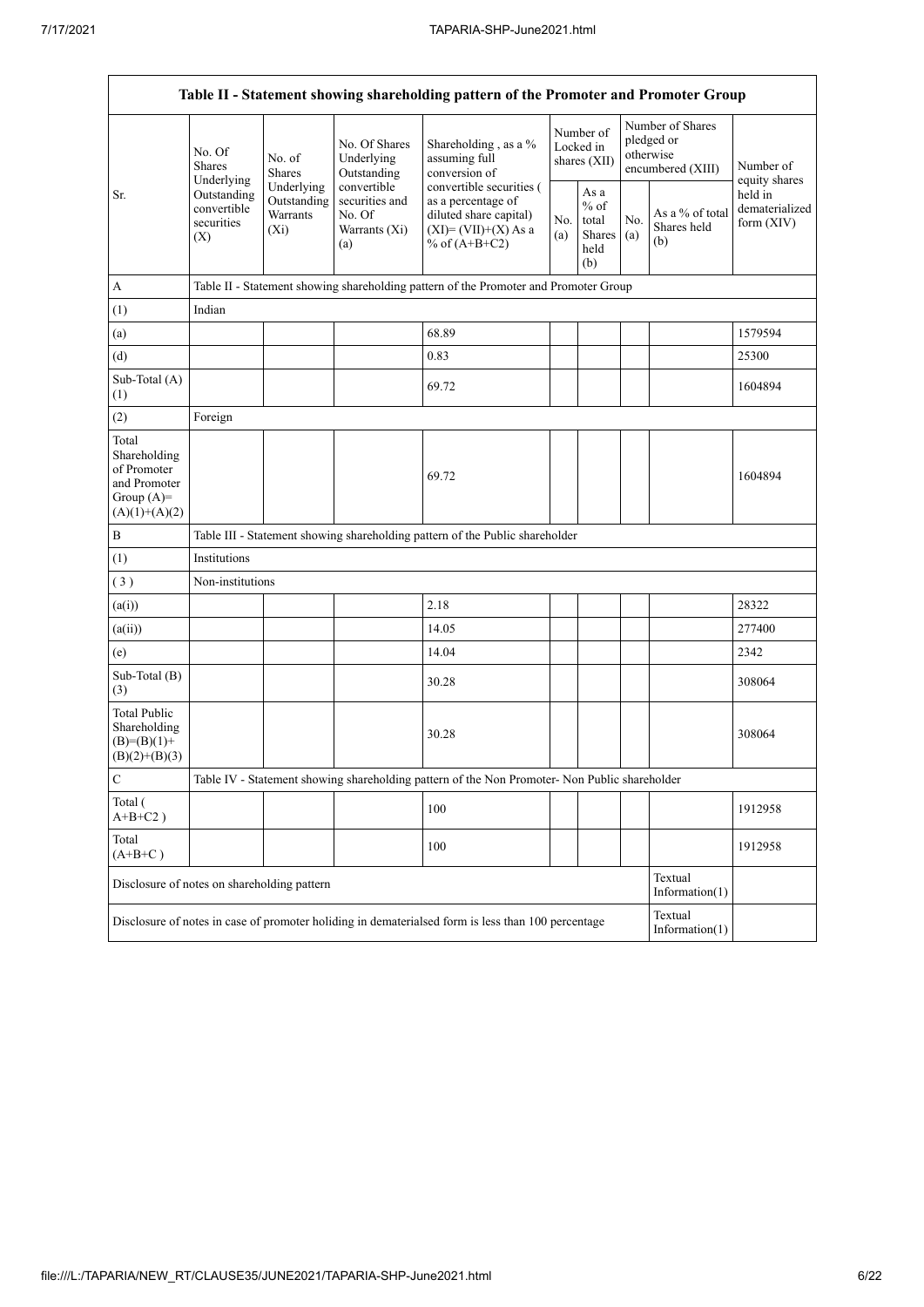| Table II - Statement showing shareholding pattern of the Promoter and Promoter Group | | | | | | | | | |
|---|---|---|---|---|---|---|---|---|---|
| Sr. | No. Of Shares Underlying Outstanding convertible securities (X) | No. of Shares Underlying Outstanding Warrants (Xi) | No. Of Shares Underlying Outstanding convertible securities and No. Of Warrants (Xi) (a) | Shareholding , as a % assuming full conversion of convertible securities ( as a percentage of diluted share capital) (XI)= (VII)+(X) As a % of (A+B+C2) | Number of Locked in shares (XII) | | Number of Shares pledged or otherwise encumbered (XIII) | | Number of equity shares held in dematerialized form (XIV) |
| | | | | | No. (a) | As a % of total Shares held (b) | No. (a) | As a % of total Shares held (b) | |
| A | Table II - Statement showing shareholding pattern of the Promoter and Promoter Group | | | | | | | | |
| (1) | Indian | | | | | | | | |
| (a) | | | | 68.89 | | | | | 1579594 |
| (d) | | | | 0.83 | | | | | 25300 |
| Sub-Total (A) (1) | | | | 69.72 | | | | | 1604894 |
| (2) | Foreign | | | | | | | | |
| Total Shareholding of Promoter and Promoter Group (A)= (A)(1)+(A)(2) | | | | 69.72 | | | | | 1604894 |
| B | Table III - Statement showing shareholding pattern of the Public shareholder | | | | | | | | |
| (1) | Institutions | | | | | | | | |
| (3) | Non-institutions | | | | | | | | |
| (a(i)) | | | | 2.18 | | | | | 28322 |
| (a(ii)) | | | | 14.05 | | | | | 277400 |
| (e) | | | | 14.04 | | | | | 2342 |
| Sub-Total (B) (3) | | | | 30.28 | | | | | 308064 |
| Total Public Shareholding (B)=(B)(1)+(B)(2)+(B)(3) | | | | 30.28 | | | | | 308064 |
| C | Table IV - Statement showing shareholding pattern of the Non Promoter- Non Public shareholder | | | | | | | | |
| Total ( A+B+C2 ) | | | | 100 | | | | | 1912958 |
| Total (A+B+C ) | | | | 100 | | | | | 1912958 |
| Disclosure of notes on shareholding pattern | | | | | | | | Textual Information(1) | |
| Disclosure of notes in case of promoter holiding in dematerialsed form is less than 100 percentage | | | | | | | | Textual Information(1) | |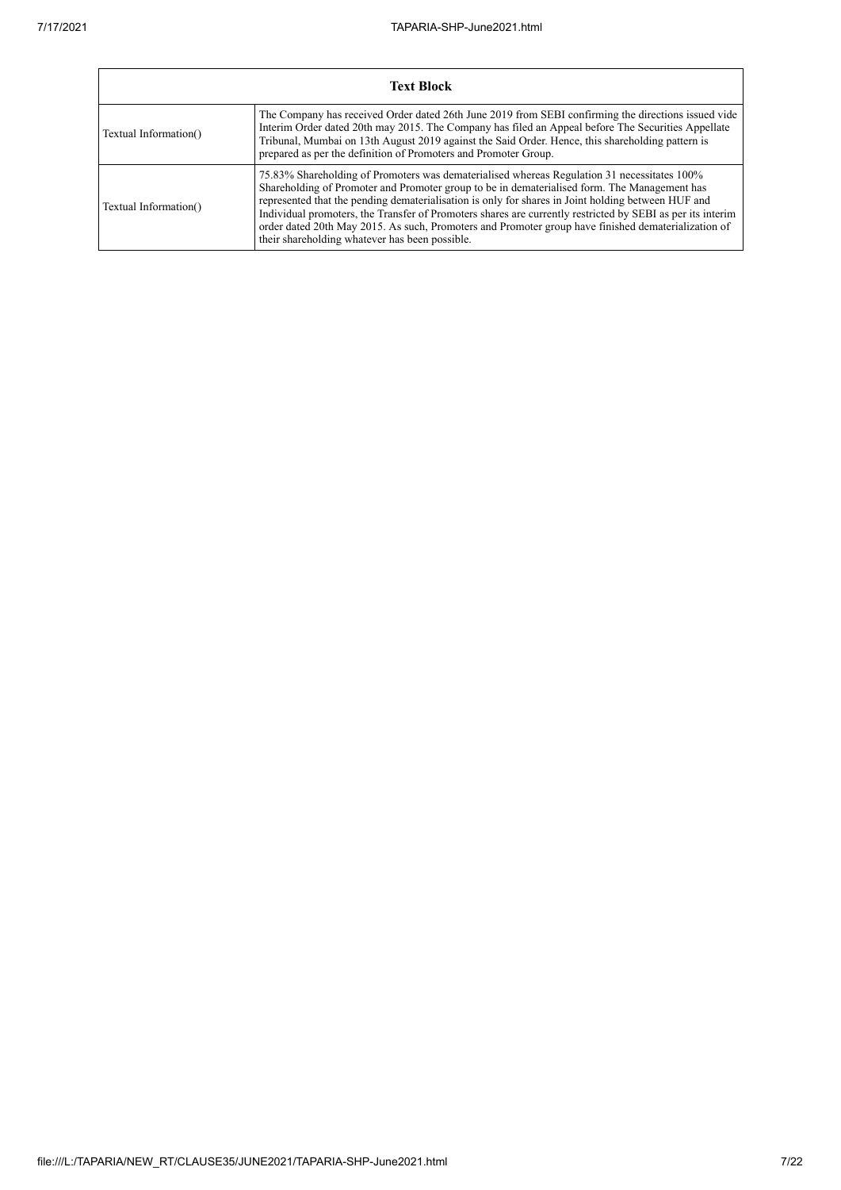| Text Block | |
|---|---|
| Textual Information() | The Company has received Order dated 26th June 2019 from SEBI confirming the directions issued vide Interim Order dated 20th may 2015. The Company has filed an Appeal before The Securities Appellate Tribunal, Mumbai on 13th August 2019 against the Said Order. Hence, this shareholding pattern is prepared as per the definition of Promoters and Promoter Group. |
| Textual Information() | 75.83% Shareholding of Promoters was dematerialised whereas Regulation 31 necessitates 100% Shareholding of Promoter and Promoter group to be in dematerialised form. The Management has represented that the pending dematerialisation is only for shares in Joint holding between HUF and Individual promoters, the Transfer of Promoters shares are currently restricted by SEBI as per its interim order dated 20th May 2015. As such, Promoters and Promoter group have finished dematerialization of their shareholding whatever has been possible. |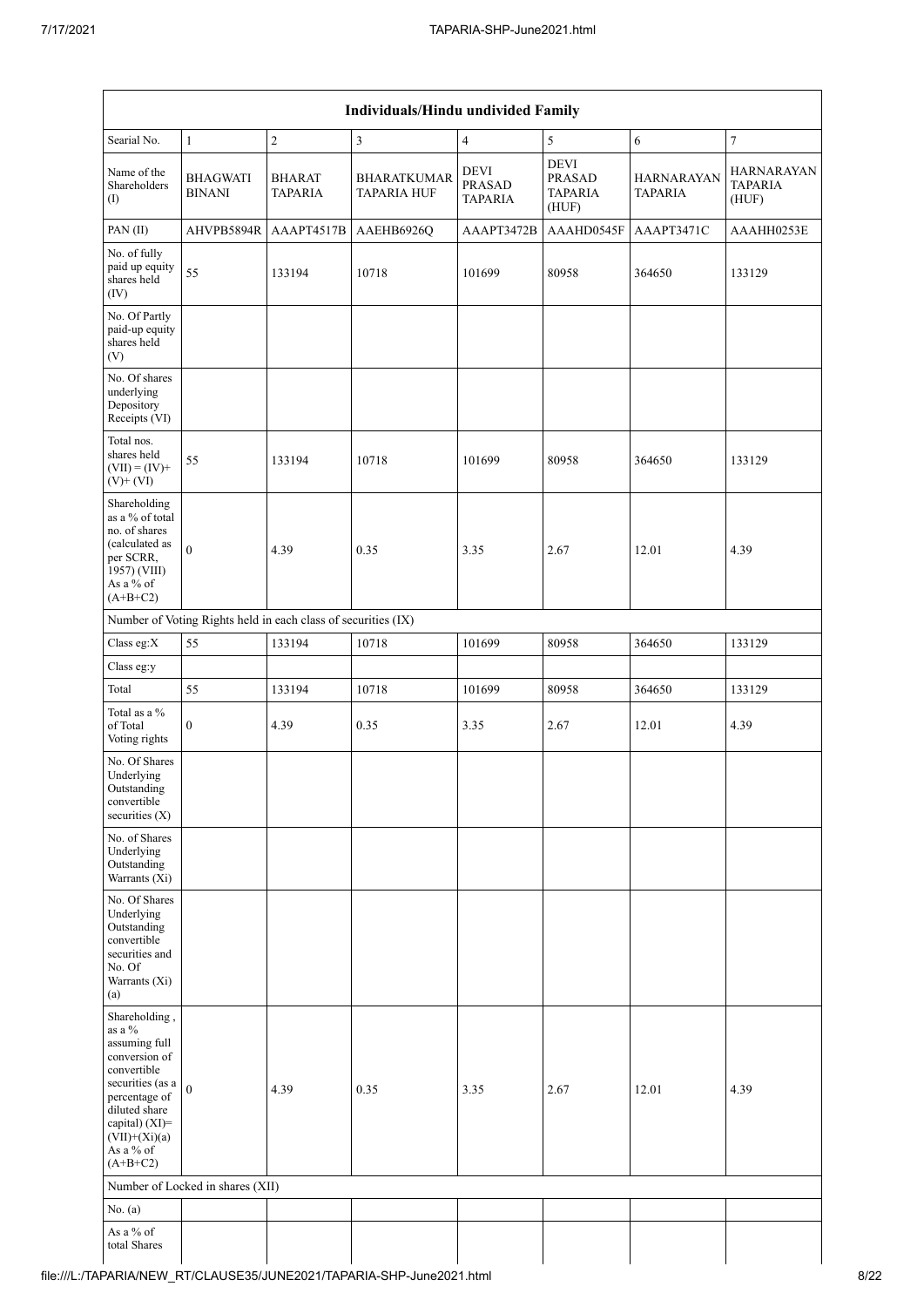| Individuals/Hindu undivided Family | | | | | | | |
|---|---|---|---|---|---|---|---|
| Searial No. | 1 | 2 | 3 | 4 | 5 | 6 | 7 |
| Name of the Shareholders (I) | BHAGWATI BINANI | BHARAT TAPARIA | BHARATKUMAR TAPARIA HUF | DEVI PRASAD TAPARIA | DEVI PRASAD TAPARIA (HUF) | HARNARAYAN TAPARIA | HARNARAYAN TAPARIA (HUF) |
| PAN (II) | AHVPB5894R | AAAPT4517B | AAEHB6926Q | AAAPT3472B | AAAHD0545F | AAAPT3471C | AAAHH0253E |
| No. of fully paid up equity shares held (IV) | 55 | 133194 | 10718 | 101699 | 80958 | 364650 | 133129 |
| No. Of Partly paid-up equity shares held (V) | | | | | | | |
| No. Of shares underlying Depository Receipts (VI) | | | | | | | |
| Total nos. shares held (VII) = (IV)+(V)+ (VI) | 55 | 133194 | 10718 | 101699 | 80958 | 364650 | 133129 |
| Shareholding as a % of total no. of shares (calculated as per SCRR, 1957) (VIII) As a % of (A+B+C2) | 0 | 4.39 | 0.35 | 3.35 | 2.67 | 12.01 | 4.39 |
| Number of Voting Rights held in each class of securities (IX) | | | | | | | |
| Class eg:X | 55 | 133194 | 10718 | 101699 | 80958 | 364650 | 133129 |
| Class eg:y | | | | | | | |
| Total | 55 | 133194 | 10718 | 101699 | 80958 | 364650 | 133129 |
| Total as a % of Total Voting rights | 0 | 4.39 | 0.35 | 3.35 | 2.67 | 12.01 | 4.39 |
| No. Of Shares Underlying Outstanding convertible securities (X) | | | | | | | |
| No. of Shares Underlying Outstanding Warrants (Xi) | | | | | | | |
| No. Of Shares Underlying Outstanding convertible securities and No. Of Warrants (Xi) (a) | | | | | | | |
| Shareholding , as a % assuming full conversion of convertible securities (as a percentage of diluted share capital) (XI)= (VII)+(Xi)(a) As a % of (A+B+C2) | 0 | 4.39 | 0.35 | 3.35 | 2.67 | 12.01 | 4.39 |
| Number of Locked in shares (XII) | | | | | | | |
| No. (a) | | | | | | | |
| As a % of total Shares | | | | | | | |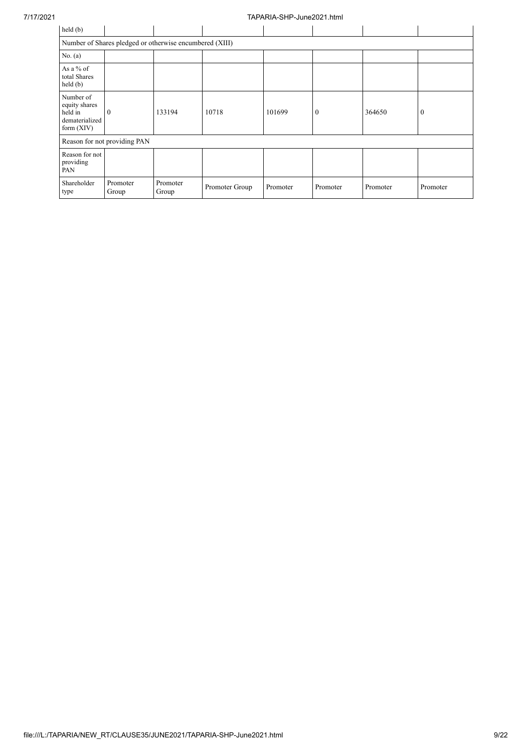| | | | | | | | |
|---|---|---|---|---|---|---|---|
| held (b) | | | | | | | |
| Number of Shares pledged or otherwise encumbered (XIII) | | | | | | | |
| No. (a) | | | | | | | |
| As a % of total Shares held (b) | | | | | | | |
| Number of equity shares held in dematerialized form (XIV) | 0 | 133194 | 10718 | 101699 | 0 | 364650 | 0 |
| Reason for not providing PAN | | | | | | | |
| Reason for not providing PAN | | | | | | | |
| Shareholder type | Promoter Group | Promoter Group | Promoter Group | Promoter | Promoter | Promoter | Promoter |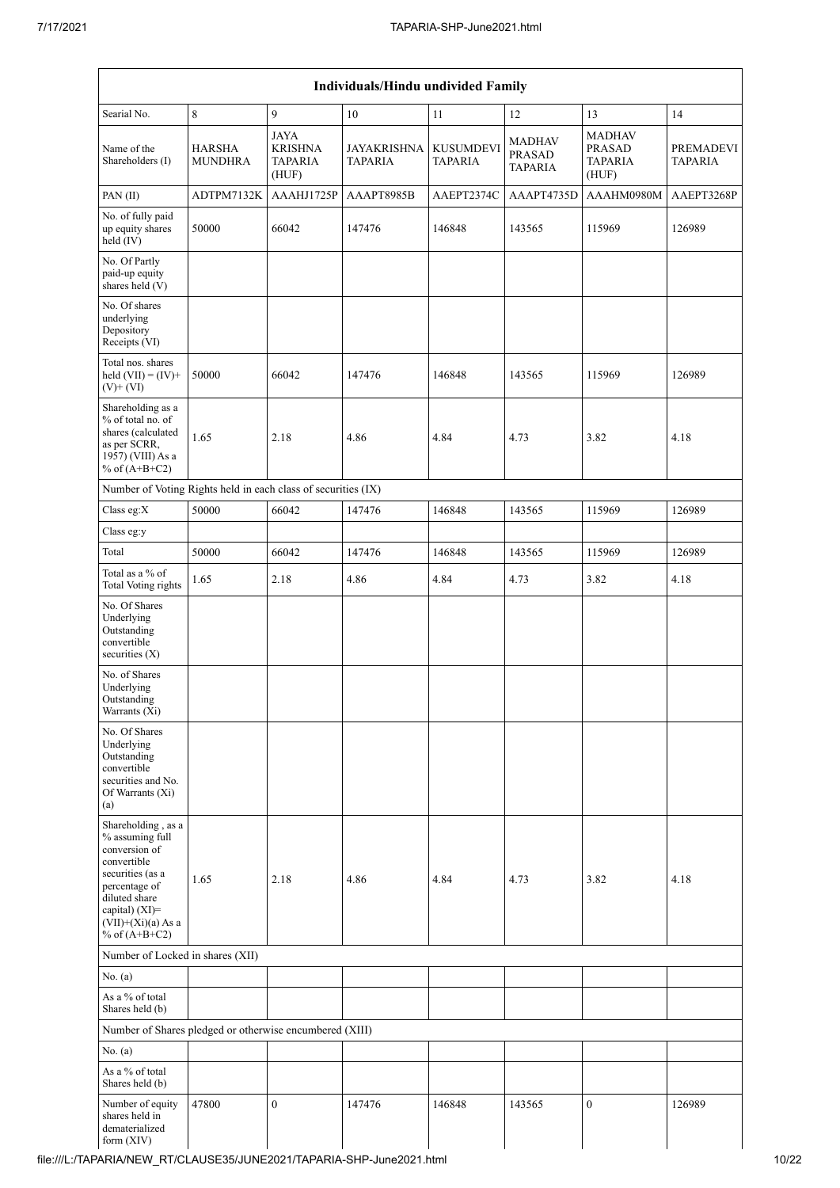| Individuals/Hindu undivided Family | | | | | | | |
|---|---|---|---|---|---|---|---|
| Searial No. | 8 | 9 | 10 | 11 | 12 | 13 | 14 |
| Name of the Shareholders (I) | HARSHA MUNDHRA | JAYA KRISHNA TAPARIA (HUF) | JAYAKRISHNA TAPARIA | KUSUMDEVI TAPARIA | MADHAV PRASAD TAPARIA | MADHAV PRASAD TAPARIA (HUF) | PREMADEVI TAPARIA |
| PAN (II) | ADTPM7132K | AAAHJ1725P | AAAPT8985B | AAEPT2374C | AAAPT4735D | AAAHM0980M | AAEPT3268P |
| No. of fully paid up equity shares held (IV) | 50000 | 66042 | 147476 | 146848 | 143565 | 115969 | 126989 |
| No. Of Partly paid-up equity shares held (V) | | | | | | | |
| No. Of shares underlying Depository Receipts (VI) | | | | | | | |
| Total nos. shares held (VII) = (IV)+ (V)+ (VI) | 50000 | 66042 | 147476 | 146848 | 143565 | 115969 | 126989 |
| Shareholding as a % of total no. of shares (calculated as per SCRR, 1957) (VIII) As a % of (A+B+C2) | 1.65 | 2.18 | 4.86 | 4.84 | 4.73 | 3.82 | 4.18 |
| Number of Voting Rights held in each class of securities (IX) | | | | | | | |
| Class eg:X | 50000 | 66042 | 147476 | 146848 | 143565 | 115969 | 126989 |
| Class eg:y | | | | | | | |
| Total | 50000 | 66042 | 147476 | 146848 | 143565 | 115969 | 126989 |
| Total as a % of Total Voting rights | 1.65 | 2.18 | 4.86 | 4.84 | 4.73 | 3.82 | 4.18 |
| No. Of Shares Underlying Outstanding convertible securities (X) | | | | | | | |
| No. of Shares Underlying Outstanding Warrants (Xi) | | | | | | | |
| No. Of Shares Underlying Outstanding convertible securities and No. Of Warrants (Xi) (a) | | | | | | | |
| Shareholding , as a % assuming full conversion of convertible securities (as a percentage of diluted share capital) (XI)= (VII)+(Xi)(a) As a % of (A+B+C2) | 1.65 | 2.18 | 4.86 | 4.84 | 4.73 | 3.82 | 4.18 |
| Number of Locked in shares (XII) | | | | | | | |
| No. (a) | | | | | | | |
| As a % of total Shares held (b) | | | | | | | |
| Number of Shares pledged or otherwise encumbered (XIII) | | | | | | | |
| No. (a) | | | | | | | |
| As a % of total Shares held (b) | | | | | | | |
| Number of equity shares held in dematerialized form (XIV) | 47800 | 0 | 147476 | 146848 | 143565 | 0 | 126989 |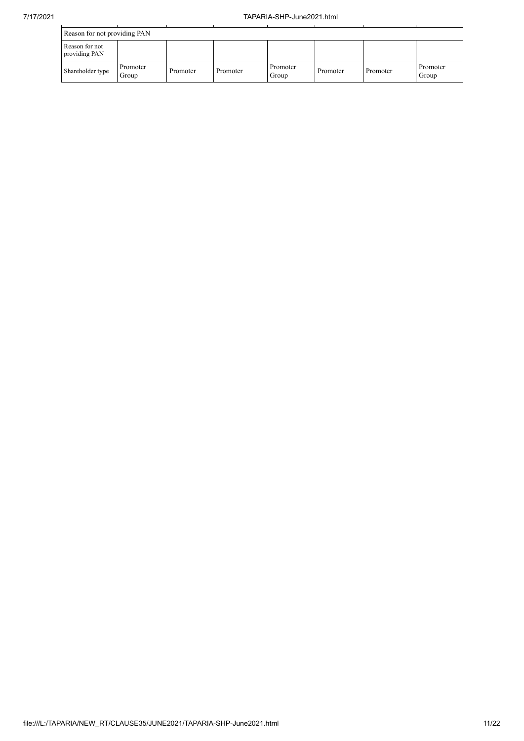| | | | | | | | |
|---|---|---|---|---|---|---|---|
| Reason for not providing PAN | | | | | | | |
| Reason for not providing PAN | | | | | | | |
| Shareholder type | Promoter Group | Promoter | Promoter | Promoter Group | Promoter | Promoter | Promoter Group |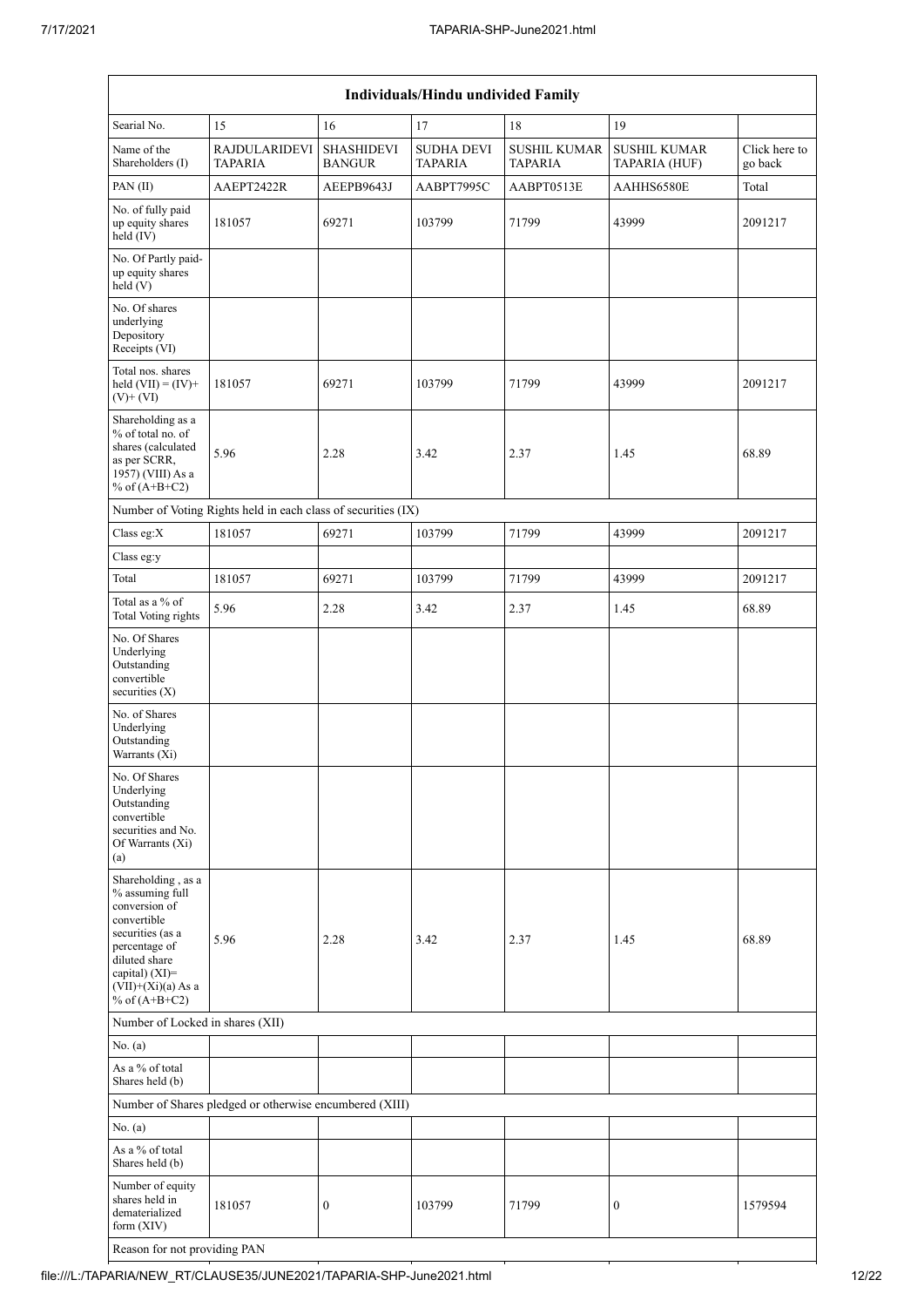| Individuals/Hindu undivided Family | | | | | | |
|---|---|---|---|---|---|---|
| Searial No. | 15 | 16 | 17 | 18 | 19 | |
| Name of the Shareholders (I) | RAJDULARIDEVI TAPARIA | SHASHIDEVI BANGUR | SUDHA DEVI TAPARIA | SUSHIL KUMAR TAPARIA | SUSHIL KUMAR TAPARIA (HUF) | Click here to go back |
| PAN (II) | AAEPT2422R | AEEPB9643J | AABPT7995C | AABPT0513E | AAHHS6580E | Total |
| No. of fully paid up equity shares held (IV) | 181057 | 69271 | 103799 | 71799 | 43999 | 2091217 |
| No. Of Partly paid-up equity shares held (V) | | | | | | |
| No. Of shares underlying Depository Receipts (VI) | | | | | | |
| Total nos. shares held (VII) = (IV)+ (V)+ (VI) | 181057 | 69271 | 103799 | 71799 | 43999 | 2091217 |
| Shareholding as a % of total no. of shares (calculated as per SCRR, 1957) (VIII) As a % of (A+B+C2) | 5.96 | 2.28 | 3.42 | 2.37 | 1.45 | 68.89 |
| Number of Voting Rights held in each class of securities (IX) | | | | | | |
| Class eg:X | 181057 | 69271 | 103799 | 71799 | 43999 | 2091217 |
| Class eg:y | | | | | | |
| Total | 181057 | 69271 | 103799 | 71799 | 43999 | 2091217 |
| Total as a % of Total Voting rights | 5.96 | 2.28 | 3.42 | 2.37 | 1.45 | 68.89 |
| No. Of Shares Underlying Outstanding convertible securities (X) | | | | | | |
| No. of Shares Underlying Outstanding Warrants (Xi) | | | | | | |
| No. Of Shares Underlying Outstanding convertible securities and No. Of Warrants (Xi) (a) | | | | | | |
| Shareholding , as a % assuming full conversion of convertible securities (as a percentage of diluted share capital) (XI)= (VII)+(Xi)(a) As a % of (A+B+C2) | 5.96 | 2.28 | 3.42 | 2.37 | 1.45 | 68.89 |
| Number of Locked in shares (XII) | | | | | | |
| No. (a) | | | | | | |
| As a % of total Shares held (b) | | | | | | |
| Number of Shares pledged or otherwise encumbered (XIII) | | | | | | |
| No. (a) | | | | | | |
| As a % of total Shares held (b) | | | | | | |
| Number of equity shares held in dematerialized form (XIV) | 181057 | 0 | 103799 | 71799 | 0 | 1579594 |
| Reason for not providing PAN | | | | | | |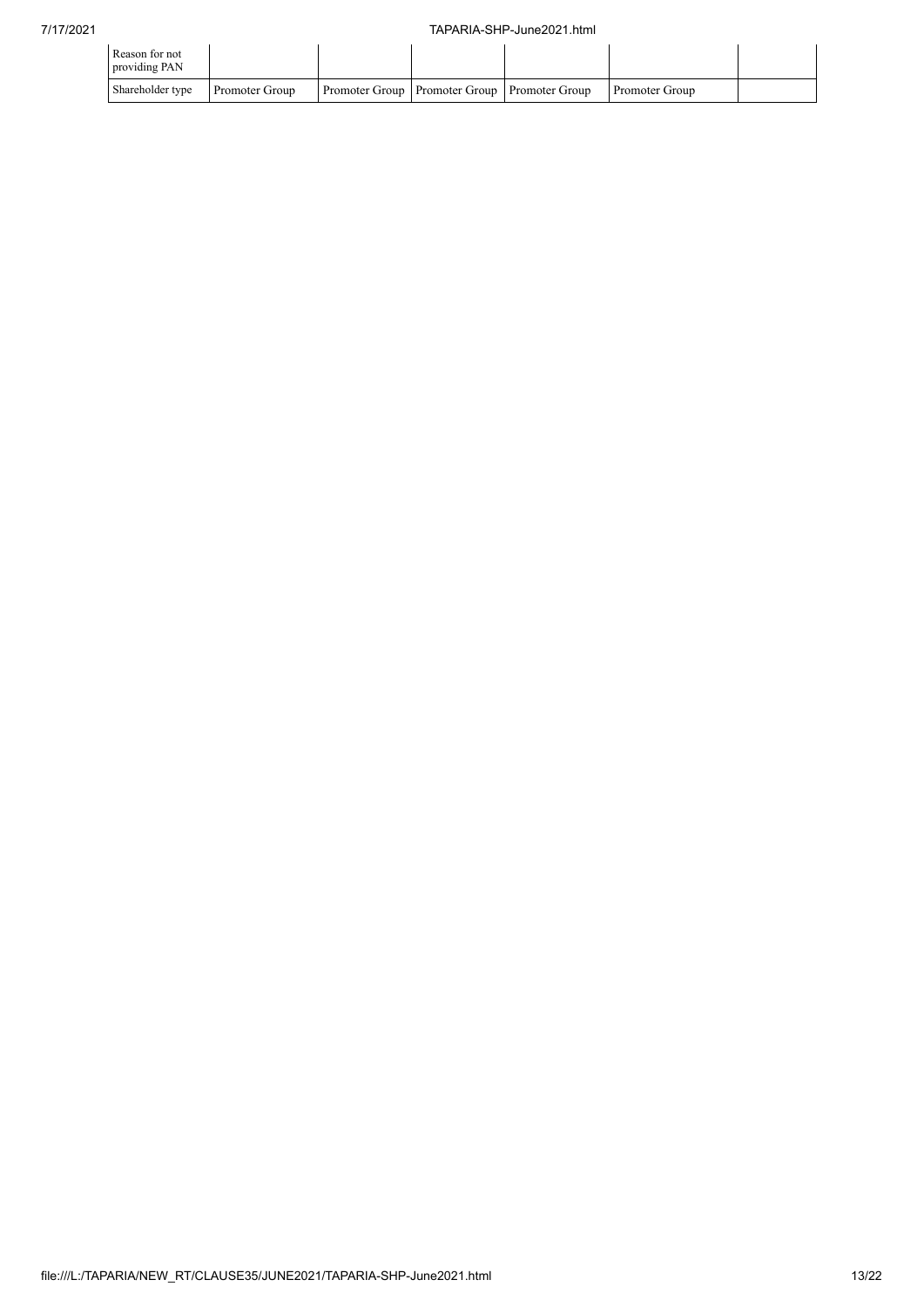| | | | | | | |
|---|---|---|---|---|---|---|
| Reason for not providing PAN | | | | | | |
| Shareholder type | Promoter Group | Promoter Group | Promoter Group | Promoter Group | Promoter Group | |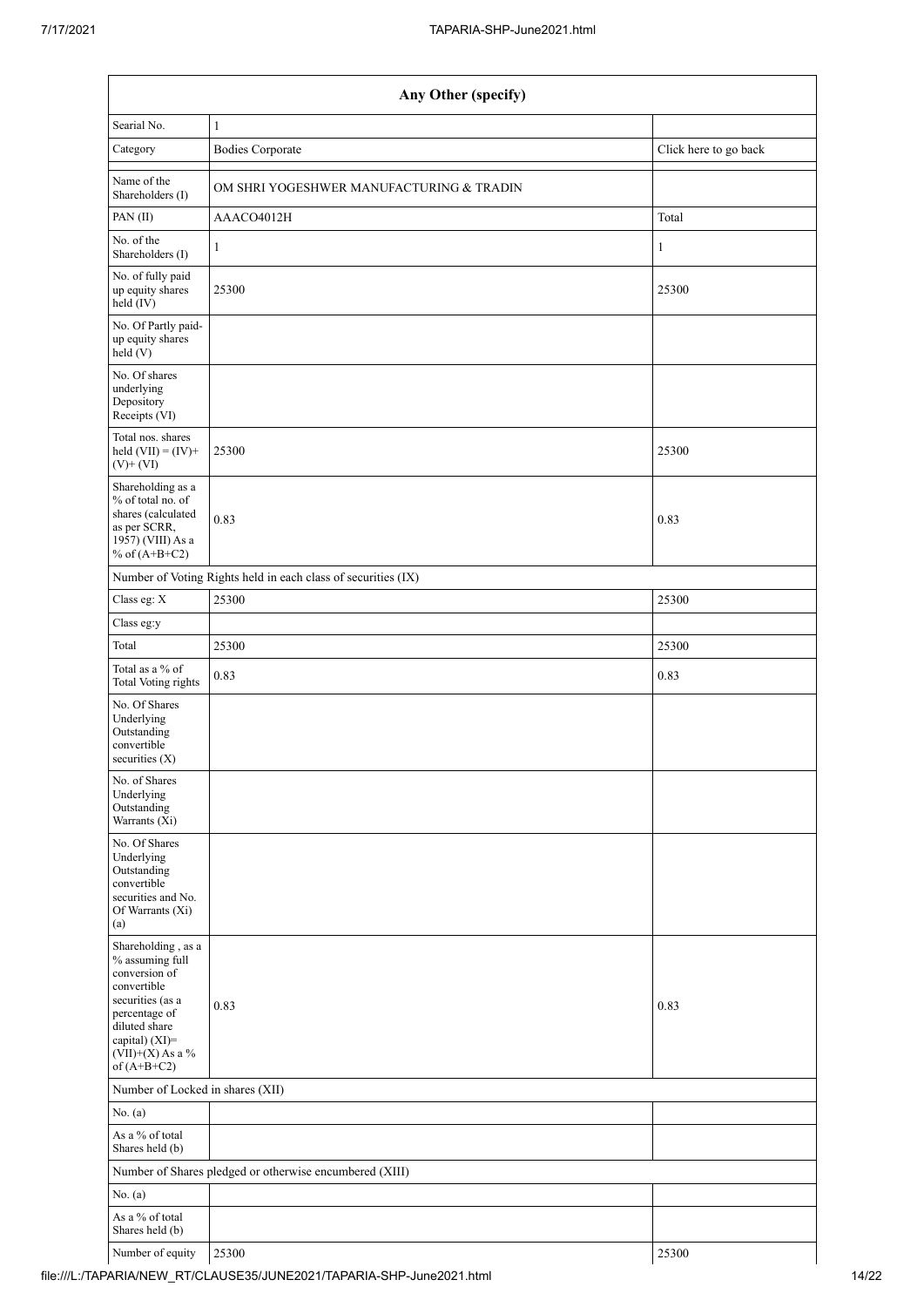| Any Other (specify) | | |
|---|---|---|
| Searial No. | 1 | |
| Category | Bodies Corporate | Click here to go back |
| Name of the Shareholders (I) | OM SHRI YOGESHWER MANUFACTURING & TRADIN | |
| PAN (II) | AAACO4012H | Total |
| No. of the Shareholders (I) | 1 | 1 |
| No. of fully paid up equity shares held (IV) | 25300 | 25300 |
| No. Of Partly paid-up equity shares held (V) | | |
| No. Of shares underlying Depository Receipts (VI) | | |
| Total nos. shares held (VII) = (IV)+(V)+ (VI) | 25300 | 25300 |
| Shareholding as a % of total no. of shares (calculated as per SCRR, 1957) (VIII) As a % of (A+B+C2) | 0.83 | 0.83 |
| Number of Voting Rights held in each class of securities (IX) | | |
| Class eg: X | 25300 | 25300 |
| Class eg:y | | |
| Total | 25300 | 25300 |
| Total as a % of Total Voting rights | 0.83 | 0.83 |
| No. Of Shares Underlying Outstanding convertible securities (X) | | |
| No. of Shares Underlying Outstanding Warrants (Xi) | | |
| No. Of Shares Underlying Outstanding convertible securities and No. Of Warrants (Xi) (a) | | |
| Shareholding , as a % assuming full conversion of convertible securities (as a percentage of diluted share capital) (XI)= (VII)+(X) As a % of (A+B+C2) | 0.83 | 0.83 |
| Number of Locked in shares (XII) | | |
| No. (a) | | |
| As a % of total Shares held (b) | | |
| Number of Shares pledged or otherwise encumbered (XIII) | | |
| No. (a) | | |
| As a % of total Shares held (b) | | |
| Number of equity | 25300 | 25300 |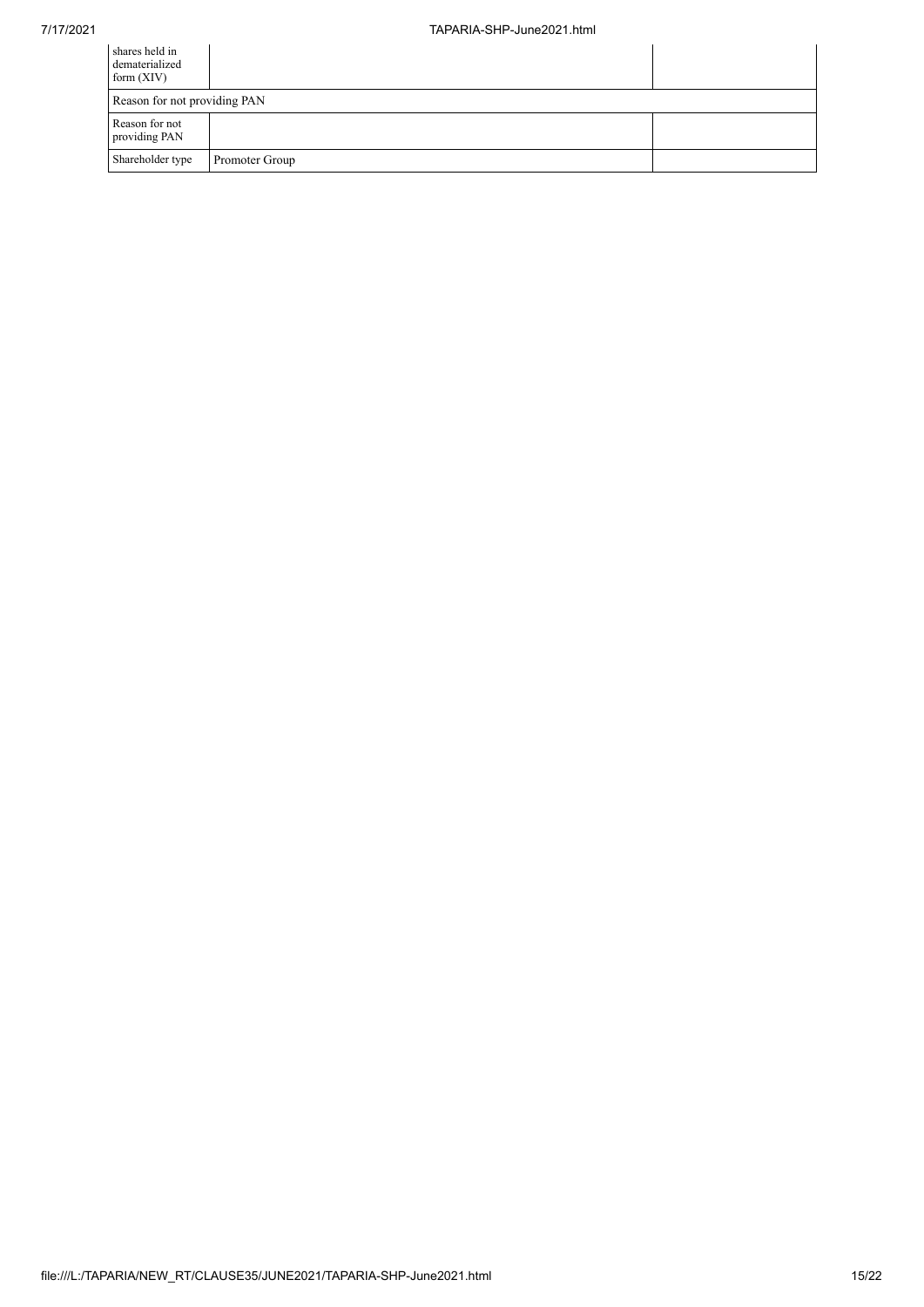| | | |
|---|---|---|
| shares held in dematerialized form (XIV) | | |
| Reason for not providing PAN | | |
| Reason for not providing PAN | | |
| Shareholder type | Promoter Group | |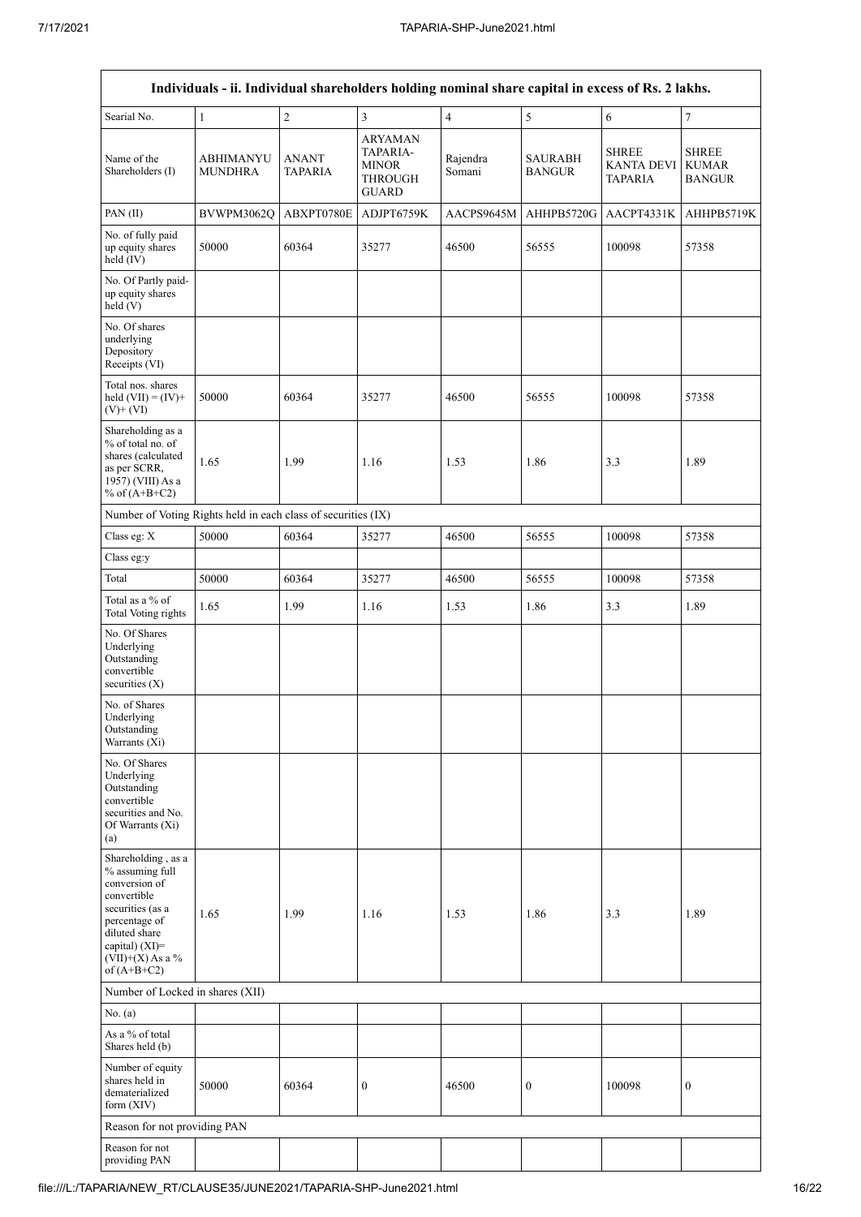| Individuals - ii. Individual shareholders holding nominal share capital in excess of Rs. 2 lakhs. | | | | | | | |
|---|---|---|---|---|---|---|---|
| Searial No. | 1 | 2 | 3 | 4 | 5 | 6 | 7 |
| Name of the Shareholders (I) | ABHIMANYU MUNDHRA | ANANT TAPARIA | ARYAMAN TAPARIA-MINOR THROUGH GUARD | Rajendra Somani | SAURABH BANGUR | SHREE KANTA DEVI TAPARIA | SHREE KUMAR BANGUR |
| PAN (II) | BVWPM3062Q | ABXPT0780E | ADJPT6759K | AACPS9645M | AHHPB5720G | AACPT4331K | AHHPB5719K |
| No. of fully paid up equity shares held (IV) | 50000 | 60364 | 35277 | 46500 | 56555 | 100098 | 57358 |
| No. Of Partly paid-up equity shares held (V) | | | | | | | |
| No. Of shares underlying Depository Receipts (VI) | | | | | | | |
| Total nos. shares held (VII) = (IV)+ (V)+ (VI) | 50000 | 60364 | 35277 | 46500 | 56555 | 100098 | 57358 |
| Shareholding as a % of total no. of shares (calculated as per SCRR, 1957) (VIII) As a % of (A+B+C2) | 1.65 | 1.99 | 1.16 | 1.53 | 1.86 | 3.3 | 1.89 |
| Number of Voting Rights held in each class of securities (IX) | | | | | | | |
| Class eg: X | 50000 | 60364 | 35277 | 46500 | 56555 | 100098 | 57358 |
| Class eg:y | | | | | | | |
| Total | 50000 | 60364 | 35277 | 46500 | 56555 | 100098 | 57358 |
| Total as a % of Total Voting rights | 1.65 | 1.99 | 1.16 | 1.53 | 1.86 | 3.3 | 1.89 |
| No. Of Shares Underlying Outstanding convertible securities (X) | | | | | | | |
| No. of Shares Underlying Outstanding Warrants (Xi) | | | | | | | |
| No. Of Shares Underlying Outstanding convertible securities and No. Of Warrants (Xi) (a) | | | | | | | |
| Shareholding , as a % assuming full conversion of convertible securities (as a percentage of diluted share capital) (XI)= (VII)+(X) As a % of (A+B+C2) | 1.65 | 1.99 | 1.16 | 1.53 | 1.86 | 3.3 | 1.89 |
| Number of Locked in shares (XII) | | | | | | | |
| No. (a) | | | | | | | |
| As a % of total Shares held (b) | | | | | | | |
| Number of equity shares held in dematerialized form (XIV) | 50000 | 60364 | 0 | 46500 | 0 | 100098 | 0 |
| Reason for not providing PAN | | | | | | | |
| Reason for not providing PAN | | | | | | | |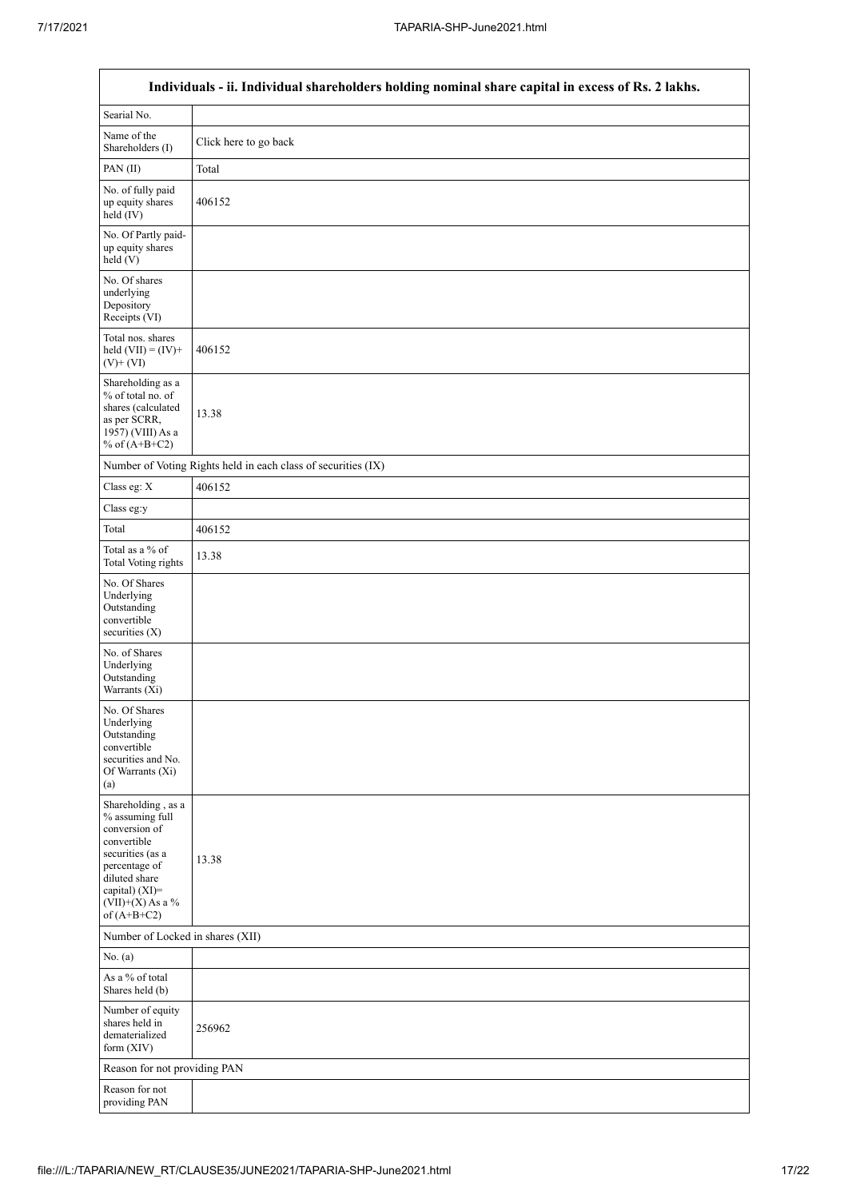| Individuals - ii. Individual shareholders holding nominal share capital in excess of Rs. 2 lakhs. | |
|---|---|
| Searial No. | |
| Name of the Shareholders (I) | Click here to go back |
| PAN (II) | Total |
| No. of fully paid up equity shares held (IV) | 406152 |
| No. Of Partly paid-up equity shares held (V) | |
| No. Of shares underlying Depository Receipts (VI) | |
| Total nos. shares held (VII) = (IV)+ (V)+ (VI) | 406152 |
| Shareholding as a % of total no. of shares (calculated as per SCRR, 1957) (VIII) As a % of (A+B+C2) | 13.38 |
| Number of Voting Rights held in each class of securities (IX) | |
| Class eg: X | 406152 |
| Class eg:y | |
| Total | 406152 |
| Total as a % of Total Voting rights | 13.38 |
| No. Of Shares Underlying Outstanding convertible securities (X) | |
| No. of Shares Underlying Outstanding Warrants (Xi) | |
| No. Of Shares Underlying Outstanding convertible securities and No. Of Warrants (Xi) (a) | |
| Shareholding , as a % assuming full conversion of convertible securities (as a percentage of diluted share capital) (XI)= (VII)+(X) As a % of (A+B+C2) | 13.38 |
| Number of Locked in shares (XII) | |
| No. (a) | |
| As a % of total Shares held (b) | |
| Number of equity shares held in dematerialized form (XIV) | 256962 |
| Reason for not providing PAN | |
| Reason for not providing PAN | |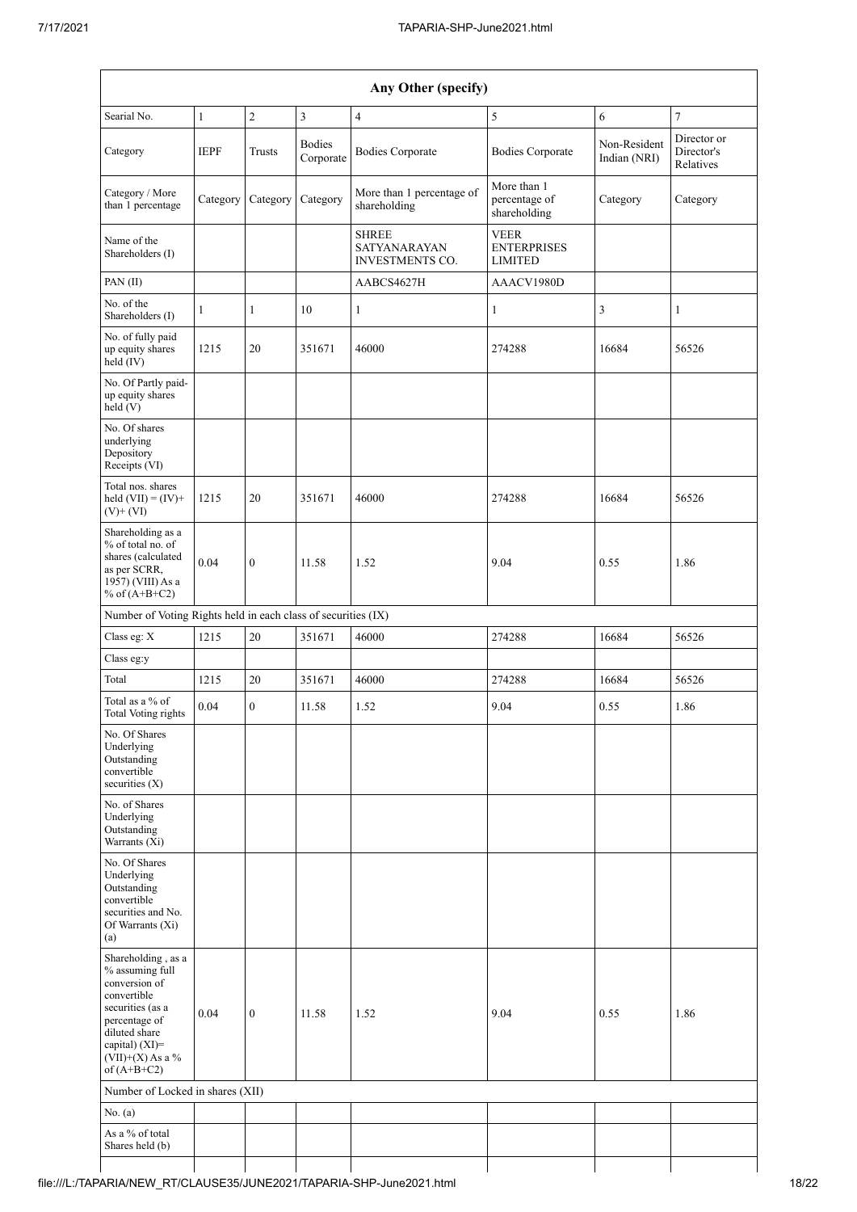| Any Other (specify) | | | | | | | |
|---|---|---|---|---|---|---|---|
| Searial No. | 1 | 2 | 3 | 4 | 5 | 6 | 7 |
| Category | IEPF | Trusts | Bodies Corporate | Bodies Corporate | Bodies Corporate | Non-Resident Indian (NRI) | Director or Director's Relatives |
| Category / More than 1 percentage | Category | Category | Category | More than 1 percentage of shareholding | More than 1 percentage of shareholding | Category | Category |
| Name of the Shareholders (I) | | | | SHREE SATYANARAYAN INVESTMENTS CO. | VEER ENTERPRISES LIMITED | | |
| PAN (II) | | | | AABCS4627H | AAACV1980D | | |
| No. of the Shareholders (I) | 1 | 1 | 10 | 1 | 1 | 3 | 1 |
| No. of fully paid up equity shares held (IV) | 1215 | 20 | 351671 | 46000 | 274288 | 16684 | 56526 |
| No. Of Partly paid-up equity shares held (V) | | | | | | | |
| No. Of shares underlying Depository Receipts (VI) | | | | | | | |
| Total nos. shares held (VII) = (IV)+(V)+ (VI) | 1215 | 20 | 351671 | 46000 | 274288 | 16684 | 56526 |
| Shareholding as a % of total no. of shares (calculated as per SCRR, 1957) (VIII) As a % of (A+B+C2) | 0.04 | 0 | 11.58 | 1.52 | 9.04 | 0.55 | 1.86 |
| Number of Voting Rights held in each class of securities (IX) | | | | | | | |
| Class eg: X | 1215 | 20 | 351671 | 46000 | 274288 | 16684 | 56526 |
| Class eg:y | | | | | | | |
| Total | 1215 | 20 | 351671 | 46000 | 274288 | 16684 | 56526 |
| Total as a % of Total Voting rights | 0.04 | 0 | 11.58 | 1.52 | 9.04 | 0.55 | 1.86 |
| No. Of Shares Underlying Outstanding convertible securities (X) | | | | | | | |
| No. of Shares Underlying Outstanding Warrants (Xi) | | | | | | | |
| No. Of Shares Underlying Outstanding convertible securities and No. Of Warrants (Xi) (a) | | | | | | | |
| Shareholding , as a % assuming full conversion of convertible securities (as a percentage of diluted share capital) (XI)= (VII)+(X) As a % of (A+B+C2) | 0.04 | 0 | 11.58 | 1.52 | 9.04 | 0.55 | 1.86 |
| Number of Locked in shares (XII) | | | | | | | |
| No. (a) | | | | | | | |
| As a % of total Shares held (b) | | | | | | | |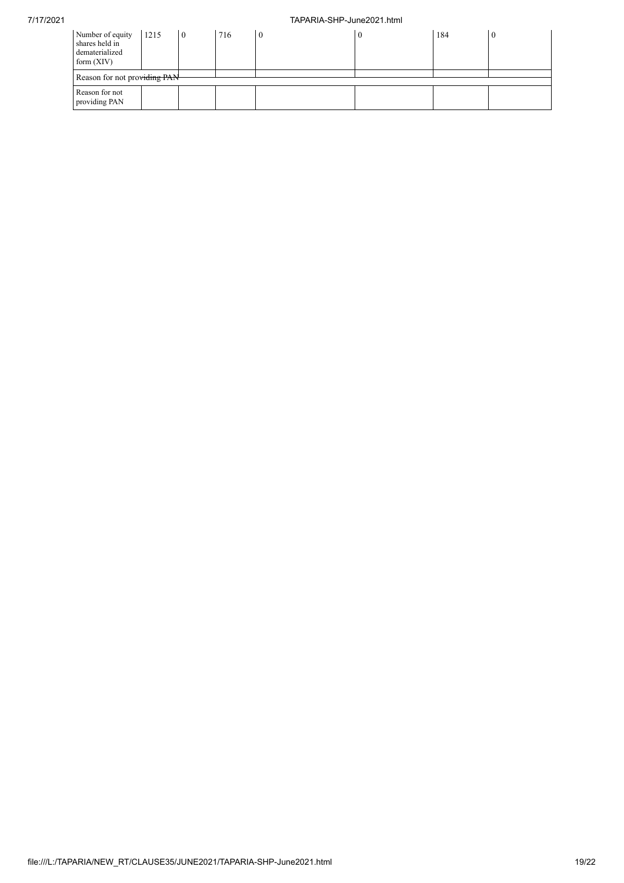| | | | | | | | |
|---|---|---|---|---|---|---|---|
| Number of equity shares held in dematerialized form (XIV) | 1215 | 0 | 716 | 0 | 0 | 184 | 0 |
| Reason for not providing PAN | | | | | | | |
| Reason for not providing PAN | | | | | | | |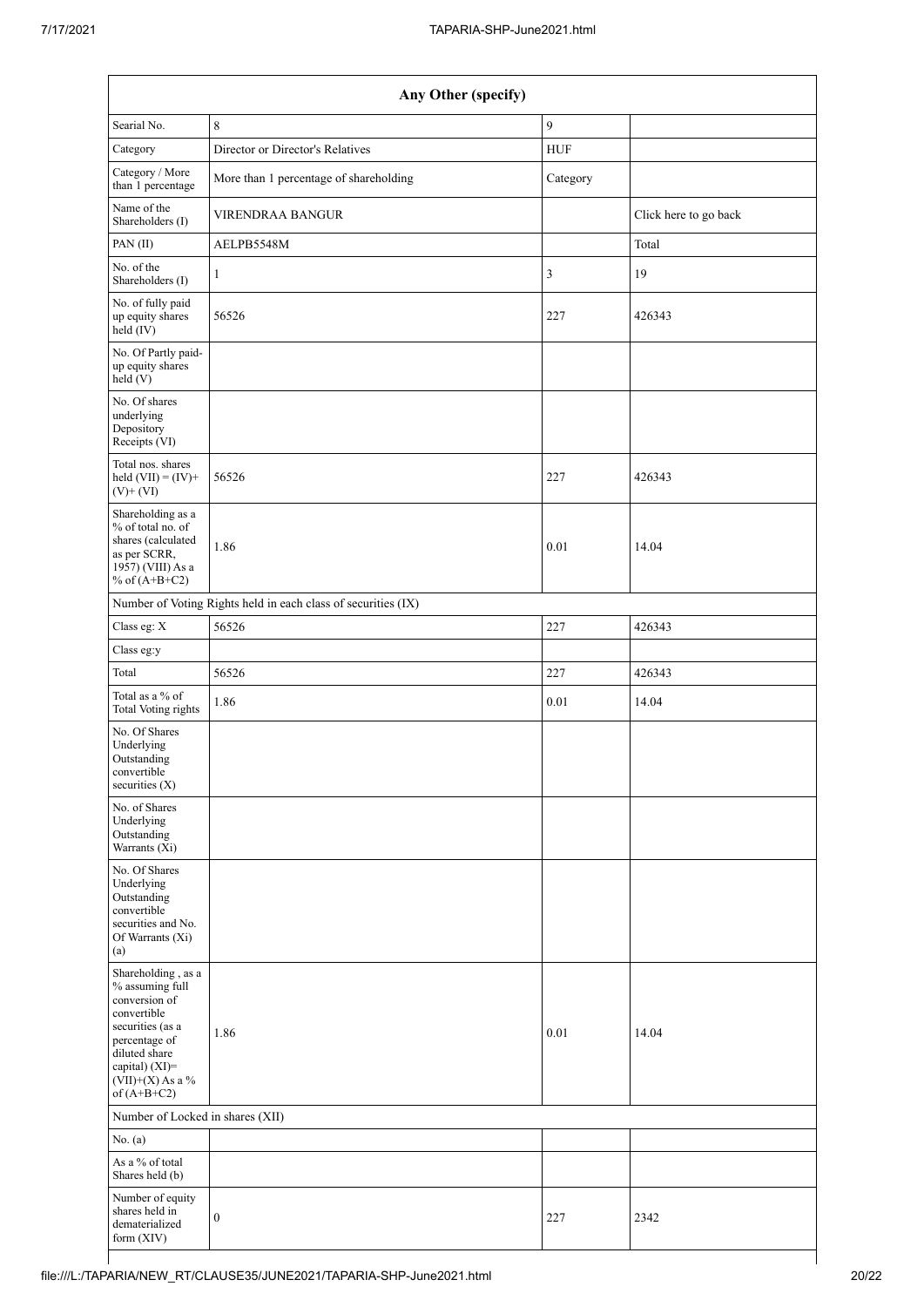| Any Other (specify) | | | |
|---|---|---|---|
| Searial No. | 8 | 9 | |
| Category | Director or Director's Relatives | HUF | |
| Category / More than 1 percentage | More than 1 percentage of shareholding | Category | |
| Name of the Shareholders (I) | VIRENDRAA BANGUR | | Click here to go back |
| PAN (II) | AELPB5548M | | Total |
| No. of the Shareholders (I) | 1 | 3 | 19 |
| No. of fully paid up equity shares held (IV) | 56526 | 227 | 426343 |
| No. Of Partly paid-up equity shares held (V) | | | |
| No. Of shares underlying Depository Receipts (VI) | | | |
| Total nos. shares held (VII) = (IV)+ (V)+ (VI) | 56526 | 227 | 426343 |
| Shareholding as a % of total no. of shares (calculated as per SCRR, 1957) (VIII) As a % of (A+B+C2) | 1.86 | 0.01 | 14.04 |
| Number of Voting Rights held in each class of securities (IX) | | | |
| Class eg: X | 56526 | 227 | 426343 |
| Class eg:y | | | |
| Total | 56526 | 227 | 426343 |
| Total as a % of Total Voting rights | 1.86 | 0.01 | 14.04 |
| No. Of Shares Underlying Outstanding convertible securities (X) | | | |
| No. of Shares Underlying Outstanding Warrants (Xi) | | | |
| No. Of Shares Underlying Outstanding convertible securities and No. Of Warrants (Xi) (a) | | | |
| Shareholding , as a % assuming full conversion of convertible securities (as a percentage of diluted share capital) (XI)= (VII)+(X) As a % of (A+B+C2) | 1.86 | 0.01 | 14.04 |
| Number of Locked in shares (XII) | | | |
| No. (a) | | | |
| As a % of total Shares held (b) | | | |
| Number of equity shares held in dematerialized form (XIV) | 0 | 227 | 2342 |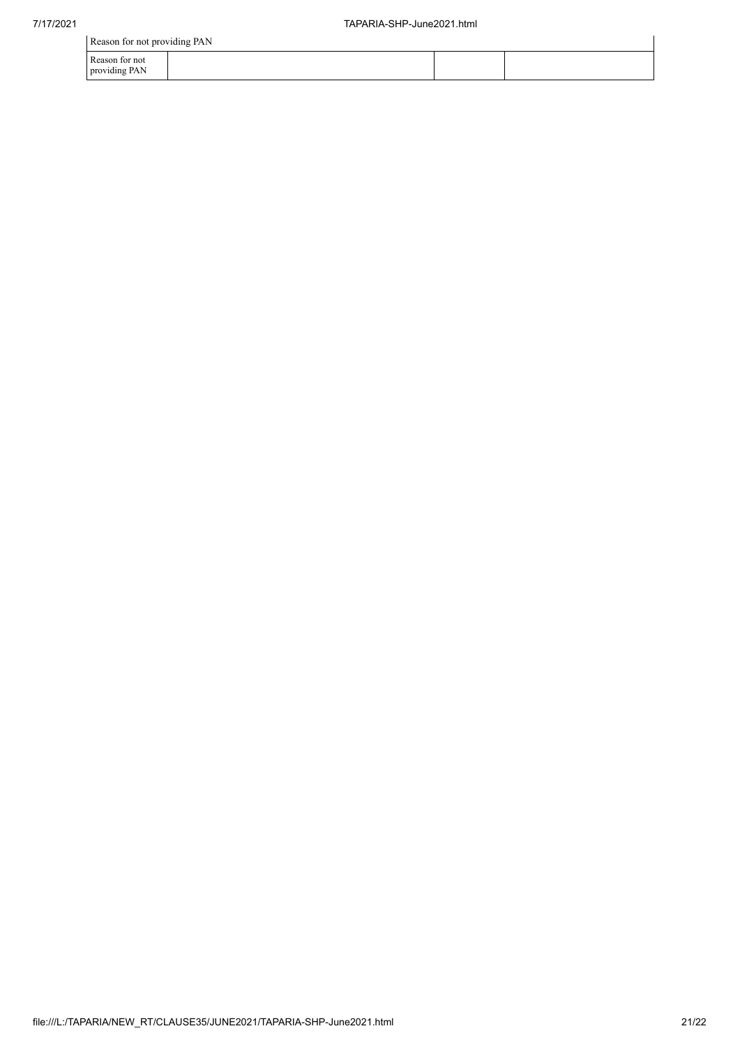| Reason for not providing PAN | | | |
|---|---|---|---|
| Reason for not providing PAN | | | |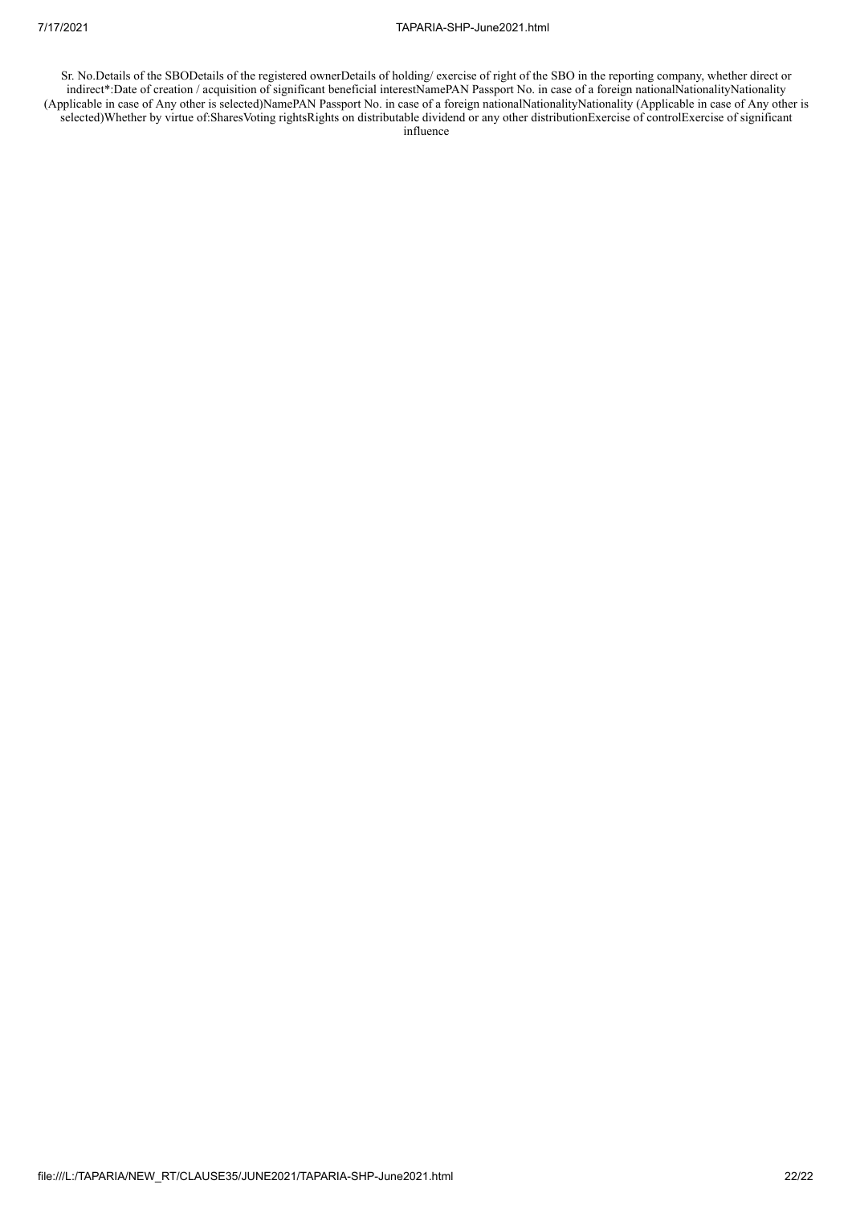Sr. No.Details of the SBODetails of the registered ownerDetails of holding/ exercise of right of the SBO in the reporting company, whether direct or indirect*:Date of creation / acquisition of significant beneficial interestNamePAN Passport No. in case of a foreign nationalNationalityNationality (Applicable in case of Any other is selected)NamePAN Passport No. in case of a foreign nationalNationalityNationality (Applicable in case of Any other is selected)Whether by virtue of:SharesVoting rightsRights on distributable dividend or any other distributionExercise of controlExercise of significant influence